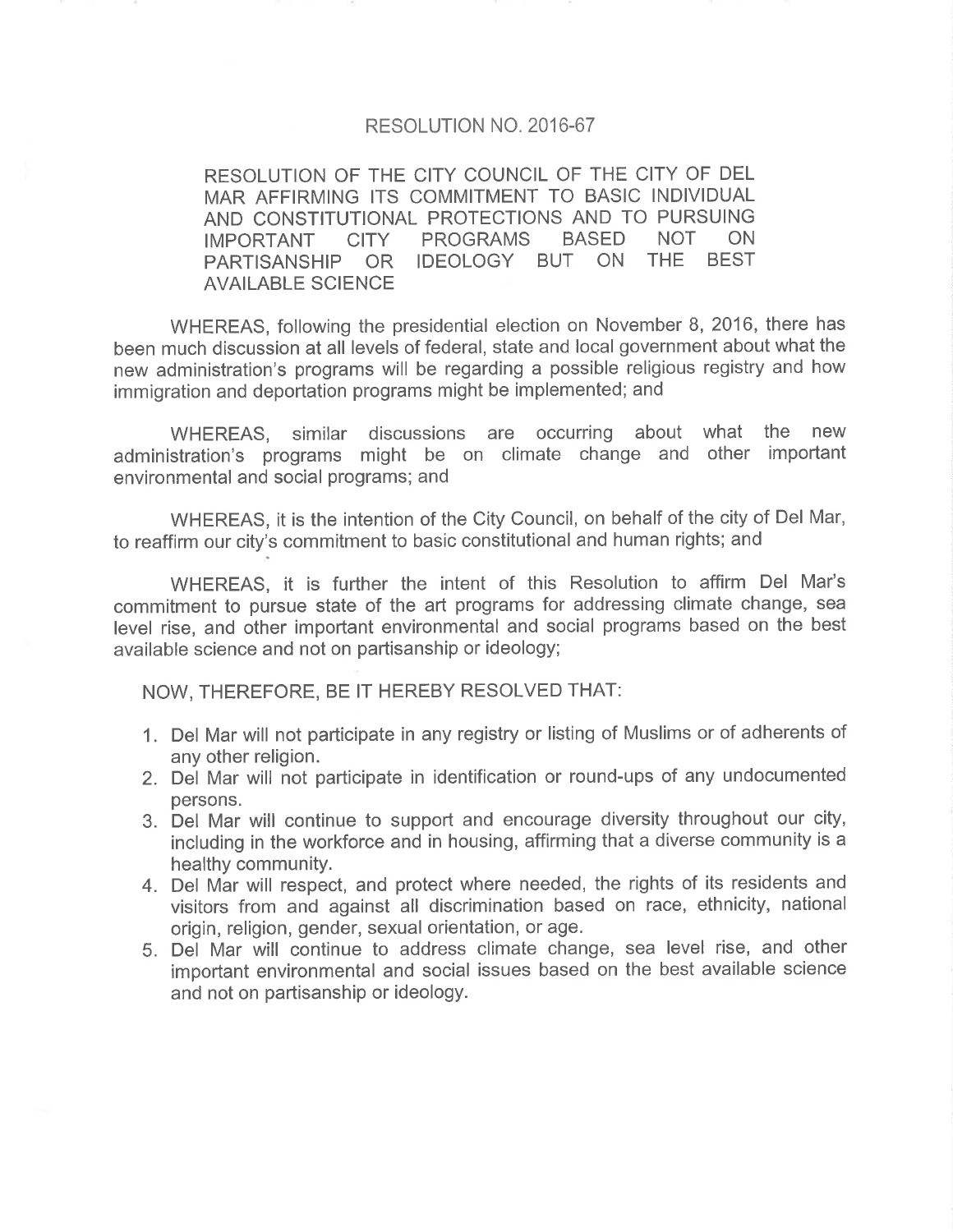# RESOLUTION NO. 2016-67

**RESOLUTION OF THE CITY COUNCIL OF THE CITY OF DEL MAR AFFIRMING ITS COMMITMENT TO BASIC INDIVIDUAL AND CONSTITUTIONAL PROTECTIONS AND TO PURSUING IMPORTANT CITY PROGRAMS BASED NOT ON PARTISANSHIP OR IDEOLOGY BUT ON THE BEST AVAILABLE SCIENCE**

WHEREAS, following the presidential election on November 8, 2016, there has been much discussion at all levels of federal, state and local government about what the new administration's programs will be regarding a possible religious registry and how immigration and deportation programs might be implemented; and

WHEREAS, similar discussions are occurring about what the new administration's programs might be on climate change and other important environmental and social programs; and

WHEREAS, it is the intention of the City Council, on behalf of the city of Del Mar, to reaffirm our city's commitment to basic constitutional and human rights; and

WHEREAS, it is further the intent of this Resolution to affirm Del Mar's commitment to pursue state of the art programs for addressing climate change, sea level rise, and other important environmental and social programs based on the best available science and not on partisanship or ideology;

NOW, THEREFORE, BE IT HEREBY RESOLVED THAT:

1. Del Mar will not participate in any registry or listing of Muslims or of adherents of any other religion.
2. Del Mar will not participate in identification or round-ups of any undocumented persons.
3. Del Mar will continue to support and encourage diversity throughout our city, including in the workforce and in housing, affirming that a diverse community is a healthy community.
4. Del Mar will respect, and protect where needed, the rights of its residents and visitors from and against all discrimination based on race, ethnicity, national origin, religion, gender, sexual orientation, or age.
5. Del Mar will continue to address climate change, sea level rise, and other important environmental and social issues based on the best available science and not on partisanship or ideology.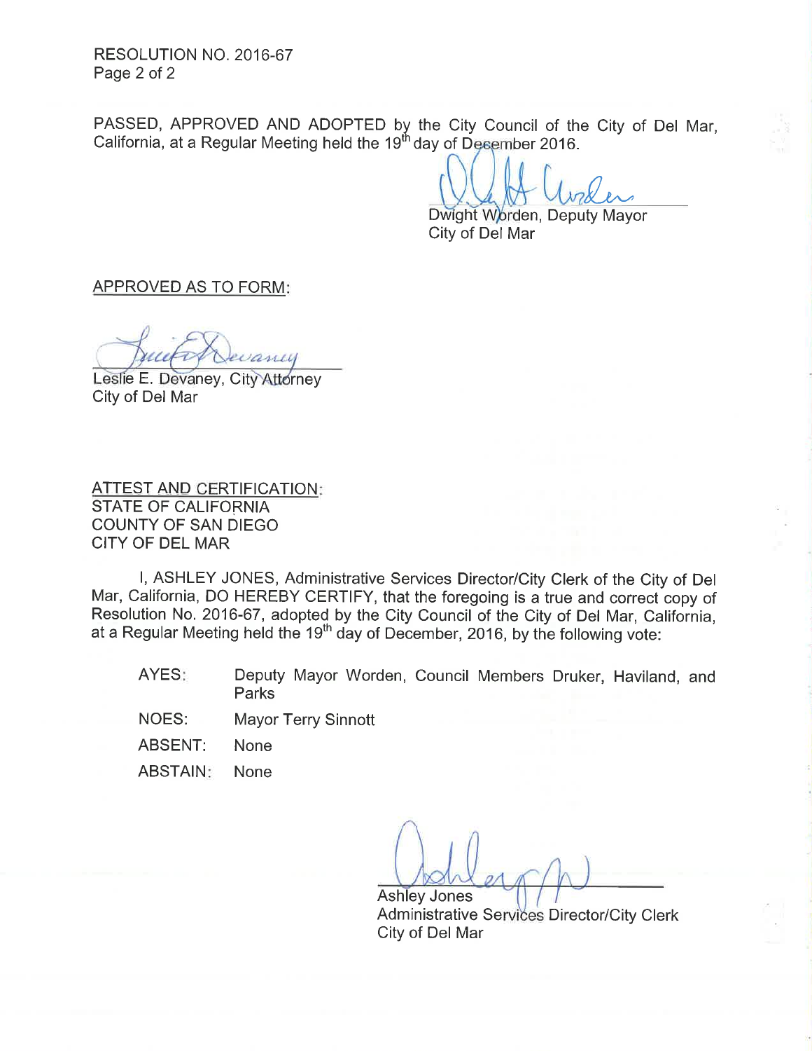PASSED, APPROVED AND ADOPTED by the City Council of the City of Del Mar, California, at a Regular Meeting held the 19th day of December 2016.

Dwight Worden, Deputy Mayor
City of Del Mar

APPROVED AS TO FORM:

Leslie E. Devaney, City Attorney
City of Del Mar

ATTEST AND CERTIFICATION:
STATE OF CALIFORNIA
COUNTY OF SAN DIEGO
CITY OF DEL MAR

I, ASHLEY JONES, Administrative Services Director/City Clerk of the City of Del Mar, California, DO HEREBY CERTIFY, that the foregoing is a true and correct copy of Resolution No. 2016-67, adopted by the City Council of the City of Del Mar, California, at a Regular Meeting held the 19th day of December, 2016, by the following vote:

| | |
|---|---|
| AYES: | Deputy Mayor Worden, Council Members Druker, Haviland, and Parks |
| NOES: | Mayor Terry Sinnott |
| ABSENT: | None |
| ABSTAIN: | None |

Ashley Jones
Administrative Services Director/City Clerk
City of Del Mar